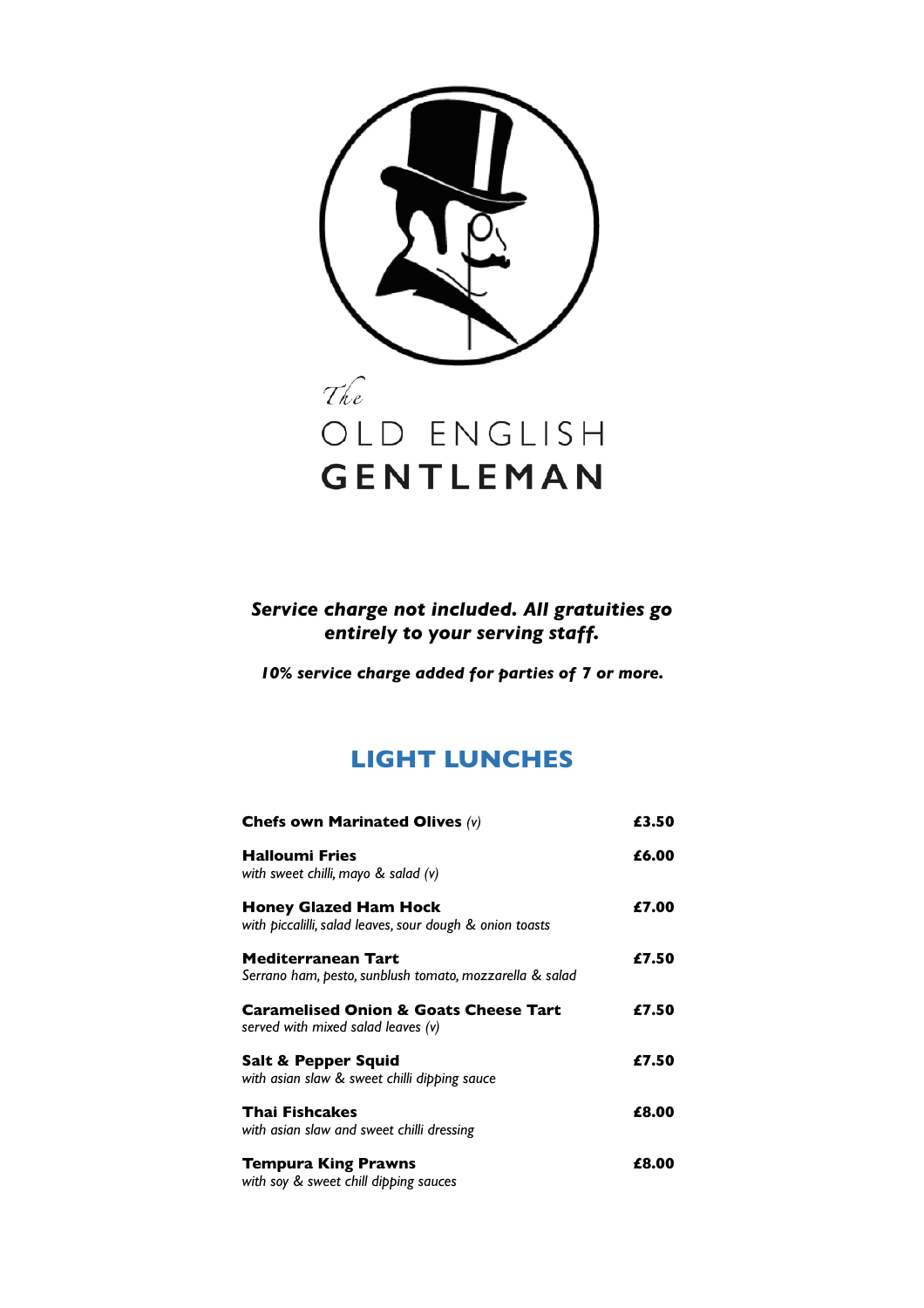# The OLD ENGLISH GENTLEMAN

***Service charge not included. All gratuities go entirely to your serving staff.***

***10% service charge added for parties of 7 or more.***

## LIGHT LUNCHES

**Chefs own Marinated Olives** *(v)* — **£3.50**

**Halloumi Fries** — **£6.00**
*with sweet chilli, mayo & salad (v)*

**Honey Glazed Ham Hock** — **£7.00**
*with piccalilli, salad leaves, sour dough & onion toasts*

**Mediterranean Tart** — **£7.50**
*Serrano ham, pesto, sunblush tomato, mozzarella & salad*

**Caramelised Onion & Goats Cheese Tart** — **£7.50**
*served with mixed salad leaves (v)*

**Salt & Pepper Squid** — **£7.50**
*with asian slaw & sweet chilli dipping sauce*

**Thai Fishcakes** — **£8.00**
*with asian slaw and sweet chilli dressing*

**Tempura King Prawns** — **£8.00**
*with soy & sweet chill dipping sauces*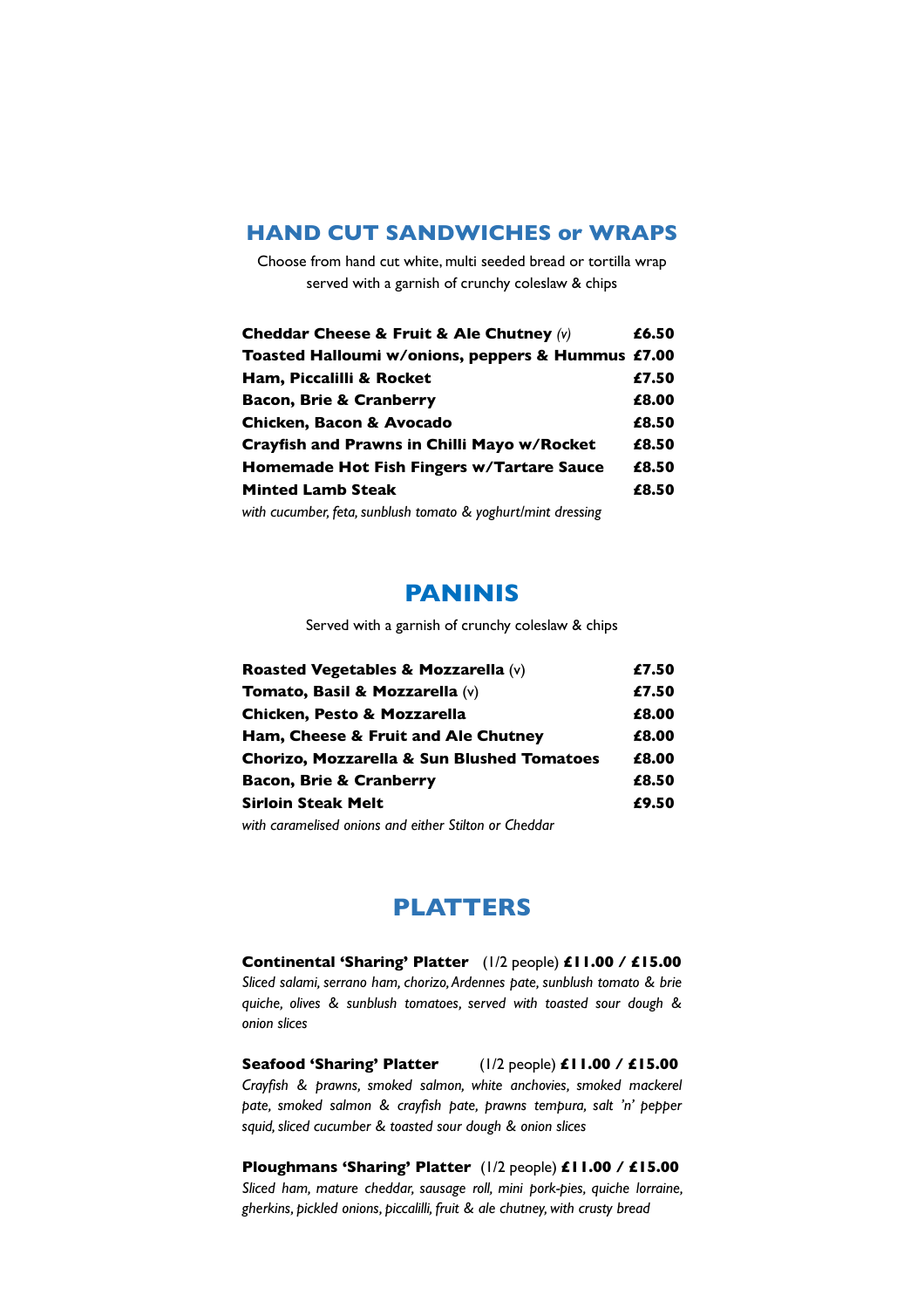## HAND CUT SANDWICHES or WRAPS

Choose from hand cut white, multi seeded bread or tortilla wrap
served with a garnish of crunchy coleslaw & chips

| | |
|---|---|
| **Cheddar Cheese & Fruit & Ale Chutney** *(v)* | **£6.50** |
| **Toasted Halloumi w/onions, peppers & Hummus** | **£7.00** |
| **Ham, Piccalilli & Rocket** | **£7.50** |
| **Bacon, Brie & Cranberry** | **£8.00** |
| **Chicken, Bacon & Avocado** | **£8.50** |
| **Crayfish and Prawns in Chilli Mayo w/Rocket** | **£8.50** |
| **Homemade Hot Fish Fingers w/Tartare Sauce** | **£8.50** |
| **Minted Lamb Steak** | **£8.50** |

*with cucumber, feta, sunblush tomato & yoghurt/mint dressing*

## PANINIS

Served with a garnish of crunchy coleslaw & chips

| | |
|---|---|
| **Roasted Vegetables & Mozzarella** (v) | **£7.50** |
| **Tomato, Basil & Mozzarella** (v) | **£7.50** |
| **Chicken, Pesto & Mozzarella** | **£8.00** |
| **Ham, Cheese & Fruit and Ale Chutney** | **£8.00** |
| **Chorizo, Mozzarella & Sun Blushed Tomatoes** | **£8.00** |
| **Bacon, Brie & Cranberry** | **£8.50** |
| **Sirloin Steak Melt** | **£9.50** |

*with caramelised onions and either Stilton or Cheddar*

## PLATTERS

**Continental 'Sharing' Platter** (1/2 people) **£11.00 / £15.00**
*Sliced salami, serrano ham, chorizo, Ardennes pate, sunblush tomato & brie quiche, olives & sunblush tomatoes, served with toasted sour dough & onion slices*

**Seafood 'Sharing' Platter** (1/2 people) **£11.00 / £15.00**
*Crayfish & prawns, smoked salmon, white anchovies, smoked mackerel pate, smoked salmon & crayfish pate, prawns tempura, salt 'n' pepper squid, sliced cucumber & toasted sour dough & onion slices*

**Ploughmans 'Sharing' Platter** (1/2 people) **£11.00 / £15.00**
*Sliced ham, mature cheddar, sausage roll, mini pork-pies, quiche lorraine, gherkins, pickled onions, piccalilli, fruit & ale chutney, with crusty bread*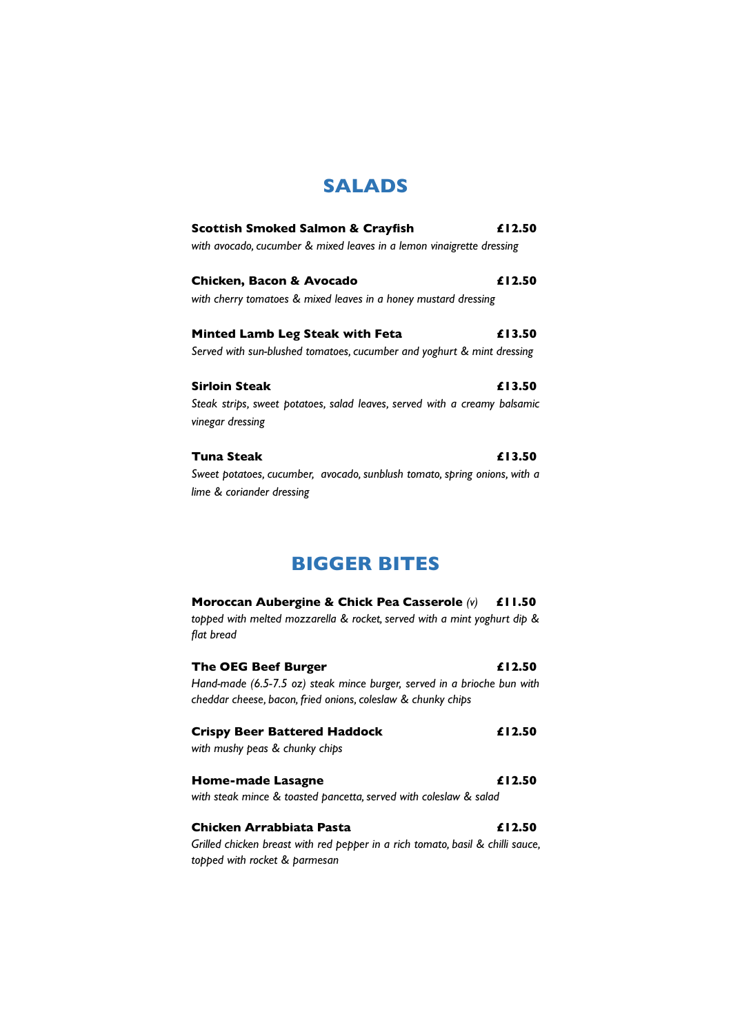## SALADS

**Scottish Smoked Salmon & Crayfish** **£12.50**
*with avocado, cucumber & mixed leaves in a lemon vinaigrette dressing*

**Chicken, Bacon & Avocado** **£12.50**
*with cherry tomatoes & mixed leaves in a honey mustard dressing*

**Minted Lamb Leg Steak with Feta** **£13.50**
*Served with sun-blushed tomatoes, cucumber and yoghurt & mint dressing*

**Sirloin Steak** **£13.50**
*Steak strips, sweet potatoes, salad leaves, served with a creamy balsamic vinegar dressing*

**Tuna Steak** **£13.50**
*Sweet potatoes, cucumber, avocado, sunblush tomato, spring onions, with a lime & coriander dressing*

## BIGGER BITES

**Moroccan Aubergine & Chick Pea Casserole** *(v)* **£11.50**
*topped with melted mozzarella & rocket, served with a mint yoghurt dip & flat bread*

**The OEG Beef Burger** **£12.50**
*Hand-made (6.5-7.5 oz) steak mince burger, served in a brioche bun with cheddar cheese, bacon, fried onions, coleslaw & chunky chips*

**Crispy Beer Battered Haddock** **£12.50**
*with mushy peas & chunky chips*

**Home-made Lasagne** **£12.50**
*with steak mince & toasted pancetta, served with coleslaw & salad*

**Chicken Arrabbiata Pasta** **£12.50**
*Grilled chicken breast with red pepper in a rich tomato, basil & chilli sauce, topped with rocket & parmesan*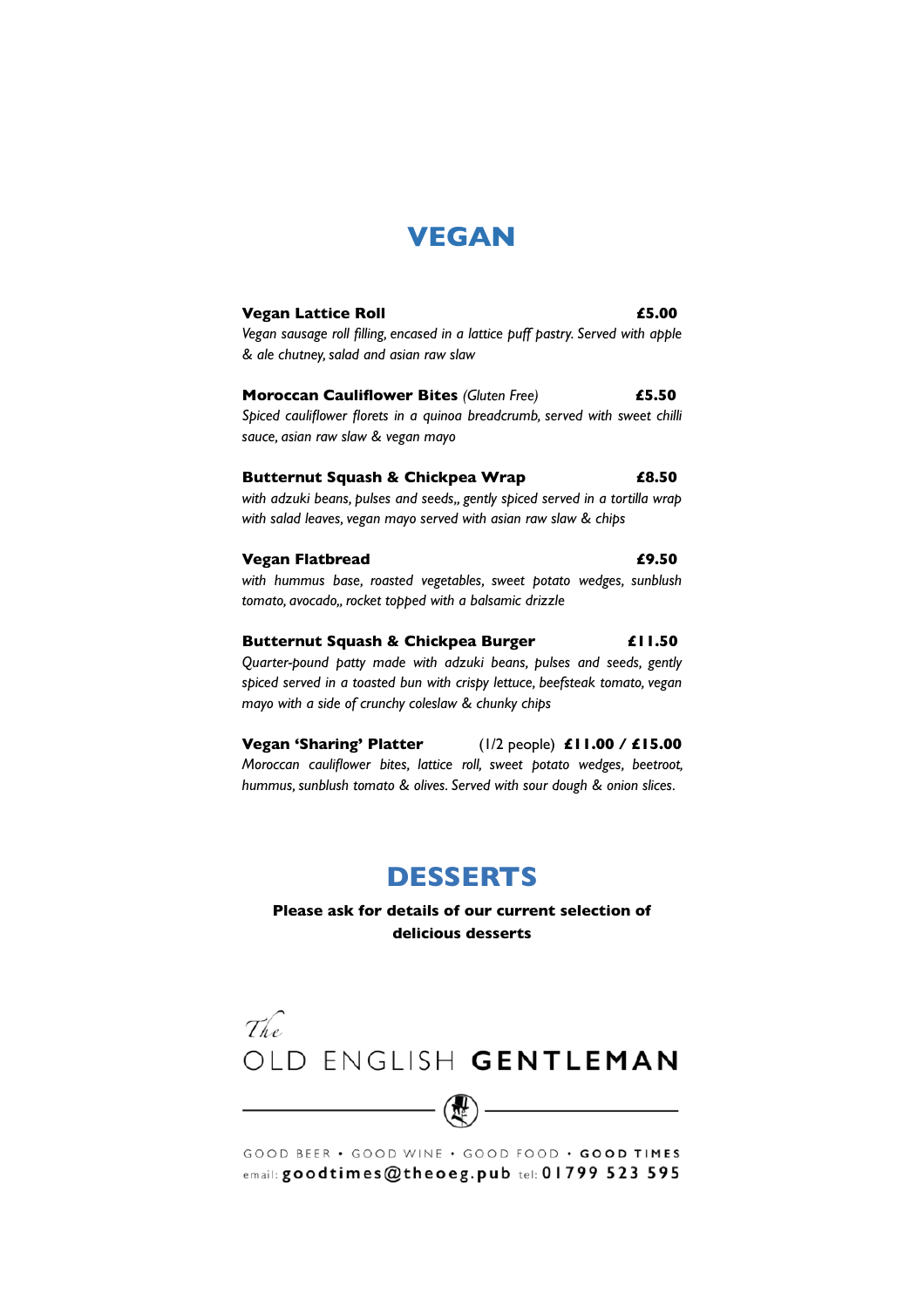# VEGAN

**Vegan Lattice Roll** **£5.00**
*Vegan sausage roll filling, encased in a lattice puff pastry. Served with apple & ale chutney, salad and asian raw slaw*

**Moroccan Cauliflower Bites** *(Gluten Free)* **£5.50**
*Spiced cauliflower florets in a quinoa breadcrumb, served with sweet chilli sauce, asian raw slaw & vegan mayo*

**Butternut Squash & Chickpea Wrap** **£8.50**
*with adzuki beans, pulses and seeds,, gently spiced served in a tortilla wrap with salad leaves, vegan mayo served with asian raw slaw & chips*

**Vegan Flatbread** **£9.50**
*with hummus base, roasted vegetables, sweet potato wedges, sunblush tomato, avocado,, rocket topped with a balsamic drizzle*

**Butternut Squash & Chickpea Burger** **£11.50**
*Quarter-pound patty made with adzuki beans, pulses and seeds, gently spiced served in a toasted bun with crispy lettuce, beefsteak tomato, vegan mayo with a side of crunchy coleslaw & chunky chips*

**Vegan 'Sharing' Platter** (1/2 people) **£11.00 / £15.00**
*Moroccan cauliflower bites, lattice roll, sweet potato wedges, beetroot, hummus, sunblush tomato & olives. Served with sour dough & onion slices.*

# DESSERTS

**Please ask for details of our current selection of delicious desserts**

The OLD ENGLISH **GENTLEMAN**

GOOD BEER • GOOD WINE • GOOD FOOD • **GOOD TIMES**

email: **goodtimes@theoeg.pub** tel: **01799 523 595**